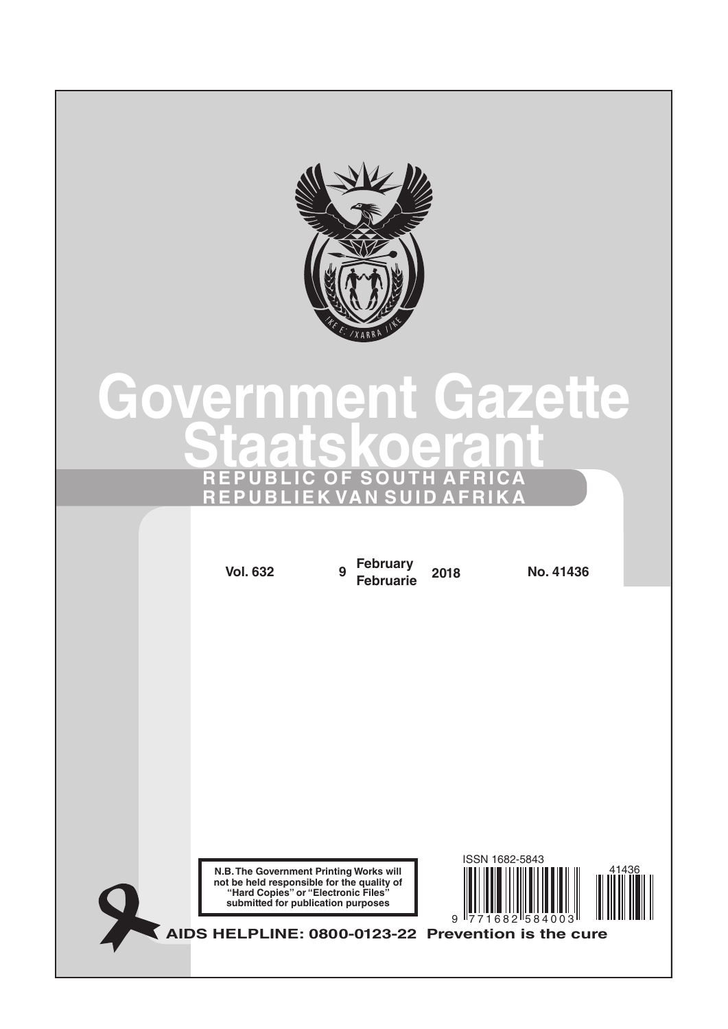# Government Gazette

# Staatskoerant

**REPUBLIC OF SOUTH AFRICA**
**REPUBLIEK VAN SUID AFRIKA**

| Vol. 632 | 9 February / Februarie 2018 | No. 41436 |
|---|---|---|

**N.B. The Government Printing Works will not be held responsible for the quality of "Hard Copies" or "Electronic Files" submitted for publication purposes**

ISSN 1682-5843

**AIDS HELPLINE: 0800-0123-22 Prevention is the cure**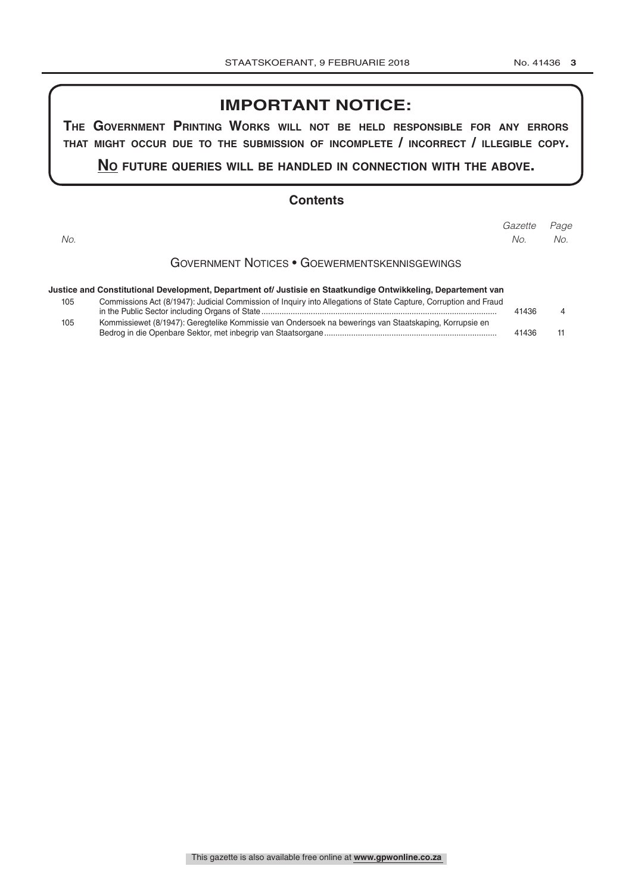# IMPORTANT NOTICE:

**THE GOVERNMENT PRINTING WORKS WILL NOT BE HELD RESPONSIBLE FOR ANY ERRORS THAT MIGHT OCCUR DUE TO THE SUBMISSION OF INCOMPLETE / INCORRECT / ILLEGIBLE COPY.**

**NO FUTURE QUERIES WILL BE HANDLED IN CONNECTION WITH THE ABOVE.**

## Contents

| *No.* | | *Gazette No.* | *Page No.* |
|---|---|---|---|
| | **GOVERNMENT NOTICES • GOEWERMENTSKENNISGEWINGS** | | |
| | **Justice and Constitutional Development, Department of/ Justisie en Staatkundige Ontwikkeling, Departement van** | | |
| 105 | Commissions Act (8/1947): Judicial Commission of Inquiry into Allegations of State Capture, Corruption and Fraud in the Public Sector including Organs of State | 41436 | 4 |
| 105 | Kommissiewet (8/1947): Geregtelike Kommissie van Ondersoek na bewerings van Staatskaping, Korrupsie en Bedrog in die Openbare Sektor, met inbegrip van Staatsorgane | 41436 | 11 |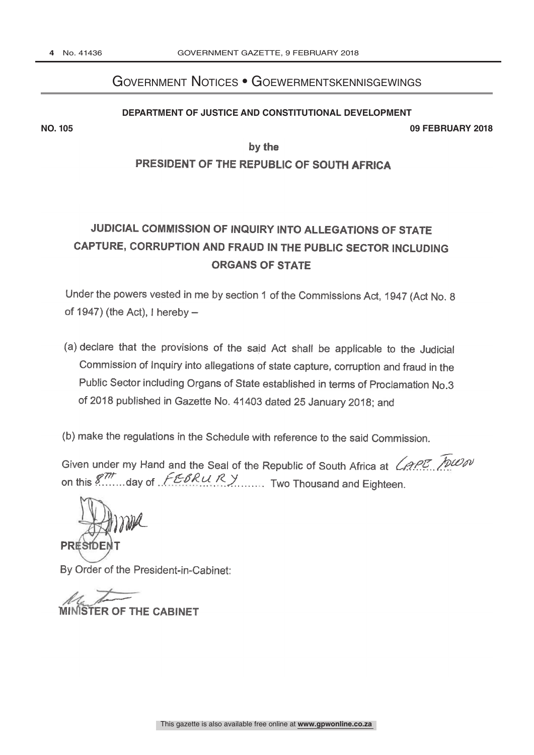# Government Notices • Goewermentskennisgewings

**DEPARTMENT OF JUSTICE AND CONSTITUTIONAL DEVELOPMENT**

**NO. 105** **09 FEBRUARY 2018**

**by the**

**PRESIDENT OF THE REPUBLIC OF SOUTH AFRICA**

## JUDICIAL COMMISSION OF INQUIRY INTO ALLEGATIONS OF STATE CAPTURE, CORRUPTION AND FRAUD IN THE PUBLIC SECTOR INCLUDING ORGANS OF STATE

Under the powers vested in me by section 1 of the Commissions Act, 1947 (Act No. 8 of 1947) (the Act), I hereby –

(a) declare that the provisions of the said Act shall be applicable to the Judicial Commission of Inquiry into allegations of state capture, corruption and fraud in the Public Sector including Organs of State established in terms of Proclamation No.3 of 2018 published in Gazette No. 41403 dated 25 January 2018; and

(b) make the regulations in the Schedule with reference to the said Commission.

Given under my Hand and the Seal of the Republic of South Africa at CAPE TOWN on this 8TH day of FEBRURY Two Thousand and Eighteen.

**PRESIDENT**

By Order of the President-in-Cabinet:

**MINISTER OF THE CABINET**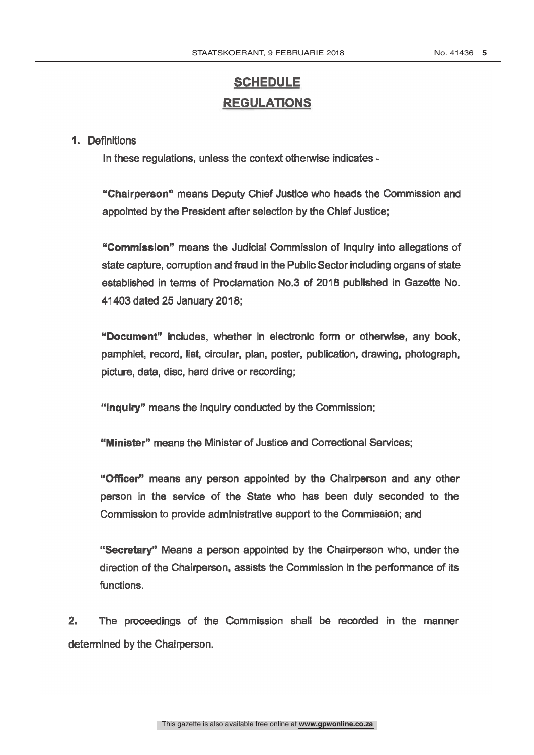## SCHEDULE

## REGULATIONS

**1.** Definitions

In these regulations, unless the context otherwise indicates -

**"Chairperson"** means Deputy Chief Justice who heads the Commission and appointed by the President after selection by the Chief Justice;

**"Commission"** means the Judicial Commission of Inquiry into allegations of state capture, corruption and fraud in the Public Sector including organs of state established in terms of Proclamation No.3 of 2018 published in Gazette No. 41403 dated 25 January 2018;

**"Document"** includes, whether in electronic form or otherwise, any book, pamphlet, record, list, circular, plan, poster, publication, drawing, photograph, picture, data, disc, hard drive or recording;

**"Inquiry"** means the inquiry conducted by the Commission;

**"Minister"** means the Minister of Justice and Correctional Services;

**"Officer"** means any person appointed by the Chairperson and any other person in the service of the State who has been duly seconded to the Commission to provide administrative support to the Commission; and

**"Secretary"** Means a person appointed by the Chairperson who, under the direction of the Chairperson, assists the Commission in the performance of its functions.

**2.** The proceedings of the Commission shall be recorded in the manner determined by the Chairperson.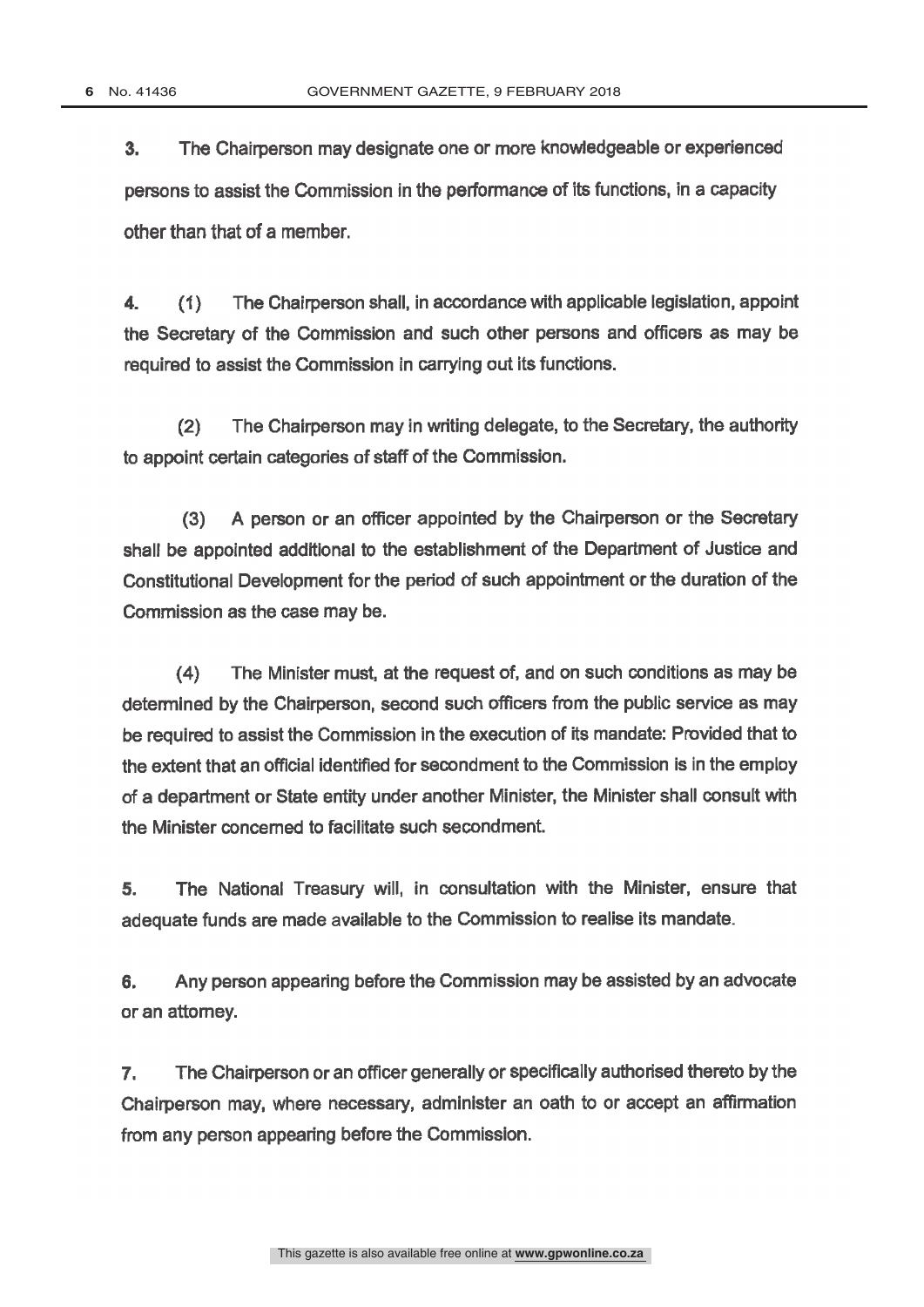3. The Chairperson may designate one or more knowledgeable or experienced persons to assist the Commission in the performance of its functions, in a capacity other than that of a member.

4. (1) The Chairperson shall, in accordance with applicable legislation, appoint the Secretary of the Commission and such other persons and officers as may be required to assist the Commission in carrying out its functions.

(2) The Chairperson may in writing delegate, to the Secretary, the authority to appoint certain categories of staff of the Commission.

(3) A person or an officer appointed by the Chairperson or the Secretary shall be appointed additional to the establishment of the Department of Justice and Constitutional Development for the period of such appointment or the duration of the Commission as the case may be.

(4) The Minister must, at the request of, and on such conditions as may be determined by the Chairperson, second such officers from the public service as may be required to assist the Commission in the execution of its mandate: Provided that to the extent that an official identified for secondment to the Commission is in the employ of a department or State entity under another Minister, the Minister shall consult with the Minister concerned to facilitate such secondment.

5. The National Treasury will, in consultation with the Minister, ensure that adequate funds are made available to the Commission to realise its mandate.

6. Any person appearing before the Commission may be assisted by an advocate or an attorney.

7. The Chairperson or an officer generally or specifically authorised thereto by the Chairperson may, where necessary, administer an oath to or accept an affirmation from any person appearing before the Commission.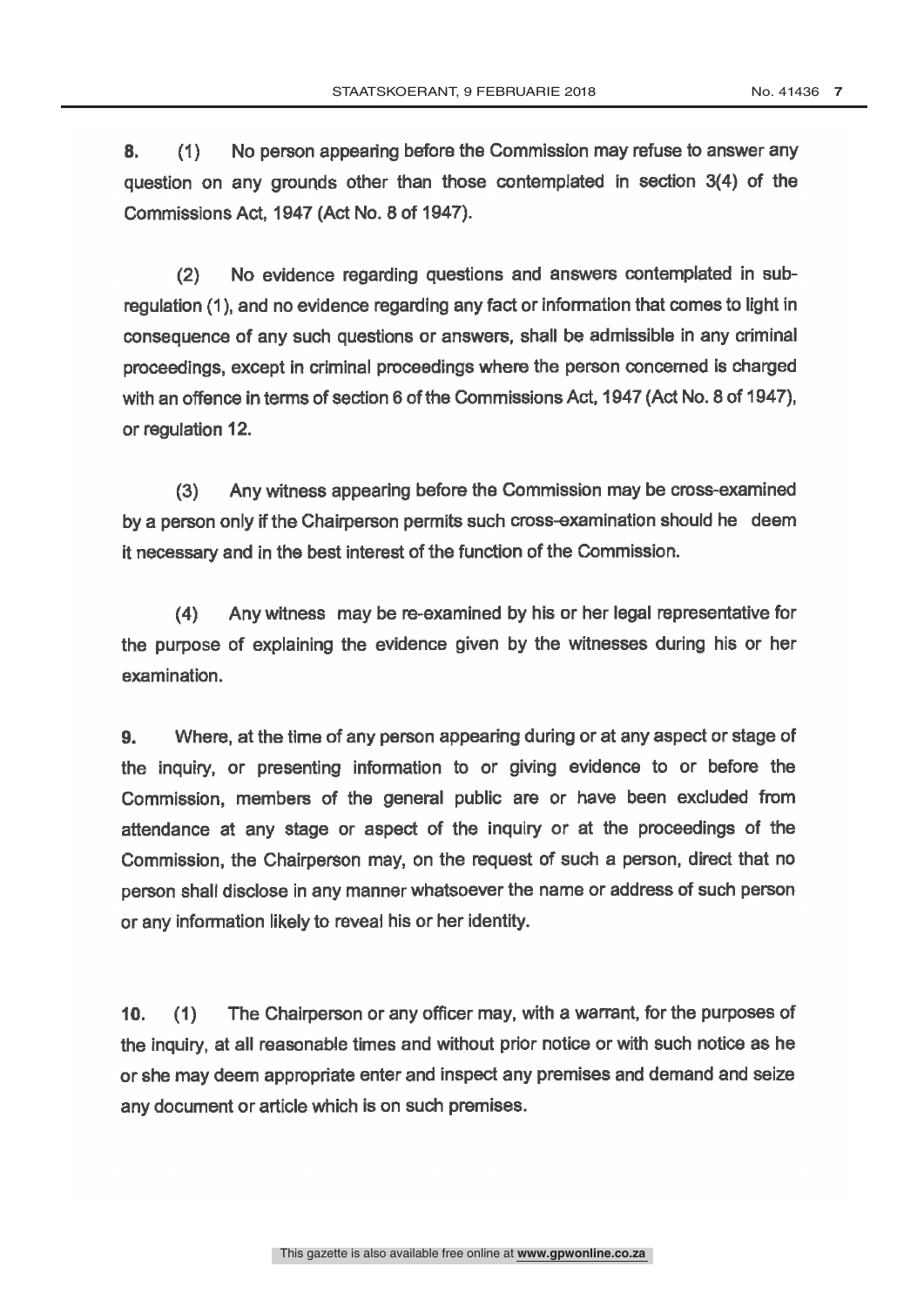**8.** (1) No person appearing before the Commission may refuse to answer any question on any grounds other than those contemplated in section 3(4) of the Commissions Act, 1947 (Act No. 8 of 1947).

(2) No evidence regarding questions and answers contemplated in sub-regulation (1), and no evidence regarding any fact or information that comes to light in consequence of any such questions or answers, shall be admissible in any criminal proceedings, except in criminal proceedings where the person concerned is charged with an offence in terms of section 6 of the Commissions Act, 1947 (Act No. 8 of 1947), or regulation 12.

(3) Any witness appearing before the Commission may be cross-examined by a person only if the Chairperson permits such cross-examination should he deem it necessary and in the best interest of the function of the Commission.

(4) Any witness may be re-examined by his or her legal representative for the purpose of explaining the evidence given by the witnesses during his or her examination.

**9.** Where, at the time of any person appearing during or at any aspect or stage of the inquiry, or presenting information to or giving evidence to or before the Commission, members of the general public are or have been excluded from attendance at any stage or aspect of the inquiry or at the proceedings of the Commission, the Chairperson may, on the request of such a person, direct that no person shall disclose in any manner whatsoever the name or address of such person or any information likely to reveal his or her identity.

**10.** (1) The Chairperson or any officer may, with a warrant, for the purposes of the inquiry, at all reasonable times and without prior notice or with such notice as he or she may deem appropriate enter and inspect any premises and demand and seize any document or article which is on such premises.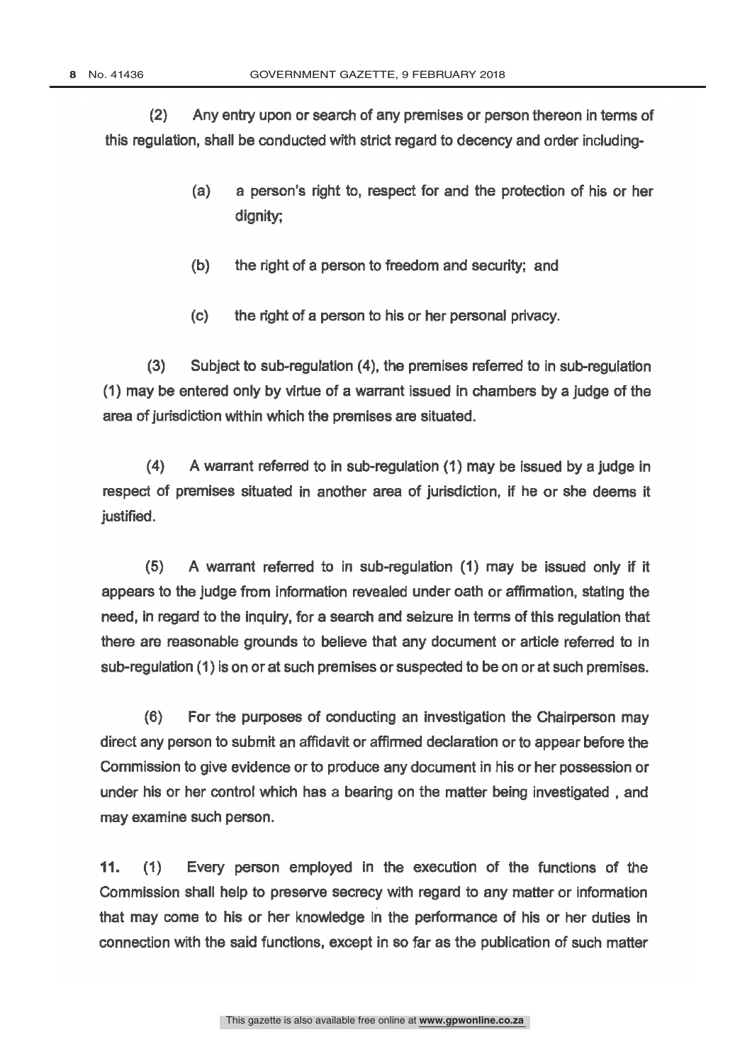(2) Any entry upon or search of any premises or person thereon in terms of this regulation, shall be conducted with strict regard to decency and order including-

(a) a person's right to, respect for and the protection of his or her dignity;

(b) the right of a person to freedom and security; and

(c) the right of a person to his or her personal privacy.

(3) Subject to sub-regulation (4), the premises referred to in sub-regulation (1) may be entered only by virtue of a warrant issued in chambers by a judge of the area of jurisdiction within which the premises are situated.

(4) A warrant referred to in sub-regulation (1) may be issued by a judge in respect of premises situated in another area of jurisdiction, if he or she deems it justified.

(5) A warrant referred to in sub-regulation (1) may be issued only if it appears to the judge from information revealed under oath or affirmation, stating the need, in regard to the inquiry, for a search and seizure in terms of this regulation that there are reasonable grounds to believe that any document or article referred to in sub-regulation (1) is on or at such premises or suspected to be on or at such premises.

(6) For the purposes of conducting an investigation the Chairperson may direct any person to submit an affidavit or affirmed declaration or to appear before the Commission to give evidence or to produce any document in his or her possession or under his or her control which has a bearing on the matter being investigated , and may examine such person.

**11.** (1) Every person employed in the execution of the functions of the Commission shall help to preserve secrecy with regard to any matter or information that may come to his or her knowledge in the performance of his or her duties in connection with the said functions, except in so far as the publication of such matter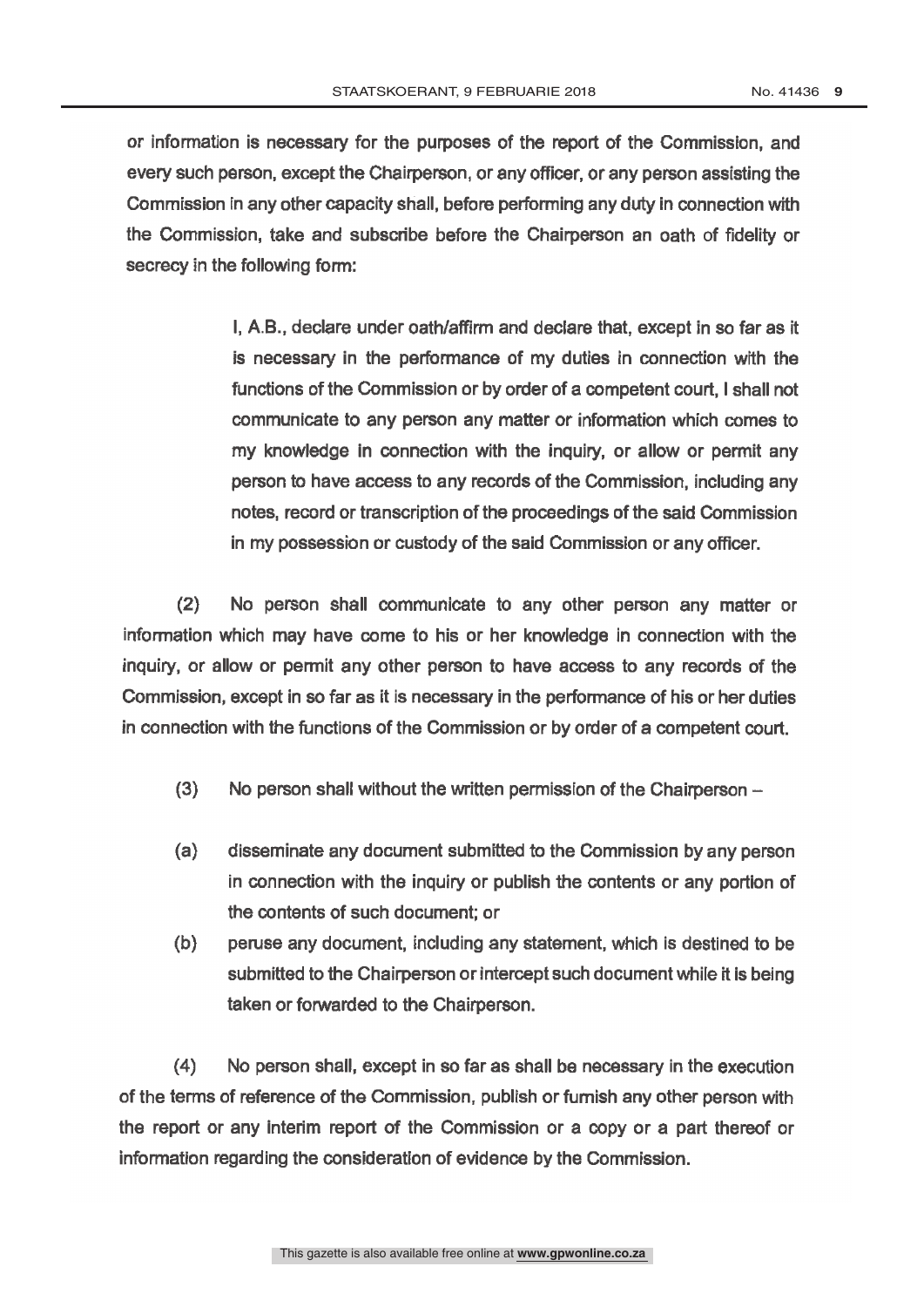or information is necessary for the purposes of the report of the Commission, and every such person, except the Chairperson, or any officer, or any person assisting the Commission in any other capacity shall, before performing any duty in connection with the Commission, take and subscribe before the Chairperson an oath of fidelity or secrecy in the following form:

> I, A.B., declare under oath/affirm and declare that, except in so far as it is necessary in the performance of my duties in connection with the functions of the Commission or by order of a competent court, I shall not communicate to any person any matter or information which comes to my knowledge in connection with the inquiry, or allow or permit any person to have access to any records of the Commission, including any notes, record or transcription of the proceedings of the said Commission in my possession or custody of the said Commission or any officer.

(2) No person shall communicate to any other person any matter or information which may have come to his or her knowledge in connection with the inquiry, or allow or permit any other person to have access to any records of the Commission, except in so far as it is necessary in the performance of his or her duties in connection with the functions of the Commission or by order of a competent court.

(3) No person shall without the written permission of the Chairperson –

(a) disseminate any document submitted to the Commission by any person in connection with the inquiry or publish the contents or any portion of the contents of such document; or

(b) peruse any document, including any statement, which is destined to be submitted to the Chairperson or intercept such document while it is being taken or forwarded to the Chairperson.

(4) No person shall, except in so far as shall be necessary in the execution of the terms of reference of the Commission, publish or furnish any other person with the report or any interim report of the Commission or a copy or a part thereof or information regarding the consideration of evidence by the Commission.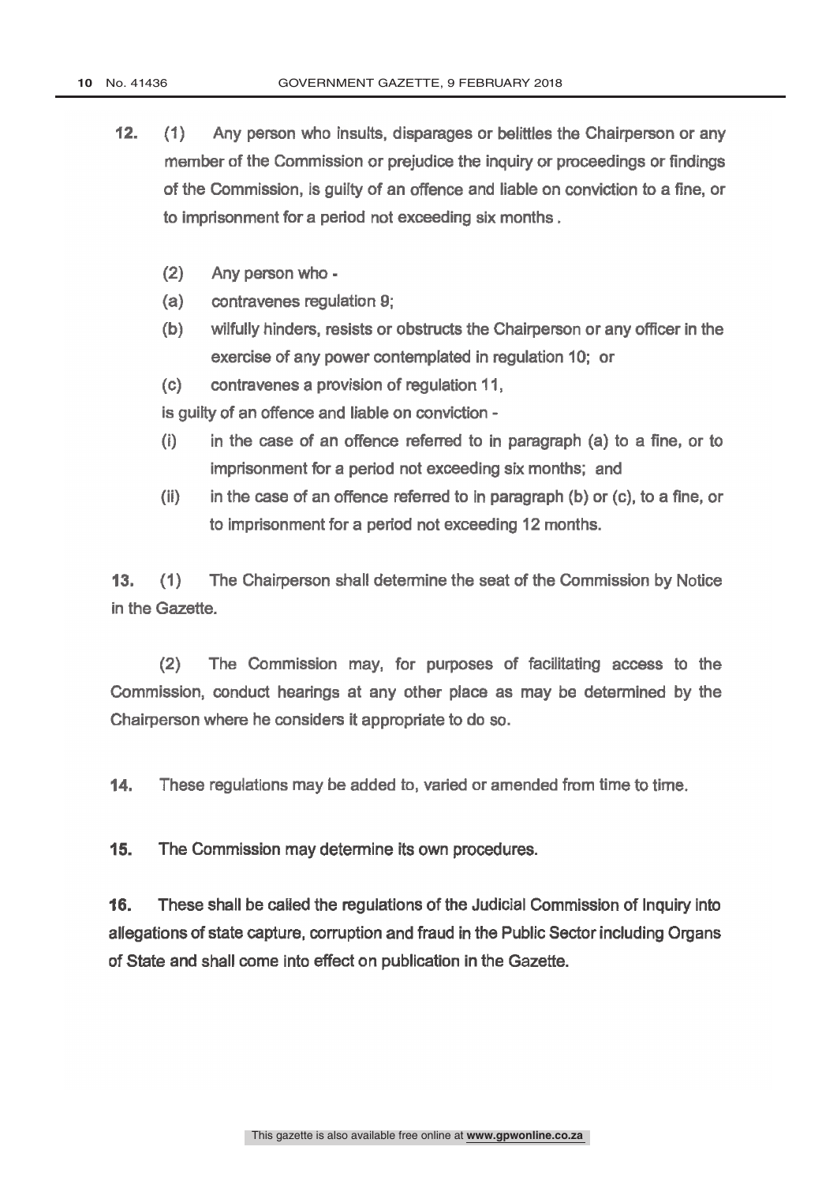**12.** (1) Any person who insults, disparages or belittles the Chairperson or any member of the Commission or prejudice the inquiry or proceedings or findings of the Commission, is guilty of an offence and liable on conviction to a fine, or to imprisonment for a period not exceeding six months .

(2) Any person who -

(a) contravenes regulation 9;

(b) wilfully hinders, resists or obstructs the Chairperson or any officer in the exercise of any power contemplated in regulation 10; or

(c) contravenes a provision of regulation 11,

is guilty of an offence and liable on conviction -

(i) in the case of an offence referred to in paragraph (a) to a fine, or to imprisonment for a period not exceeding six months; and

(ii) in the case of an offence referred to in paragraph (b) or (c), to a fine, or to imprisonment for a period not exceeding 12 months.

**13.** (1) The Chairperson shall determine the seat of the Commission by Notice in the Gazette.

(2) The Commission may, for purposes of facilitating access to the Commission, conduct hearings at any other place as may be determined by the Chairperson where he considers it appropriate to do so.

**14.** These regulations may be added to, varied or amended from time to time.

**15.** The Commission may determine its own procedures.

**16.** These shall be called the regulations of the Judicial Commission of Inquiry into allegations of state capture, corruption and fraud in the Public Sector including Organs of State and shall come into effect on publication in the Gazette.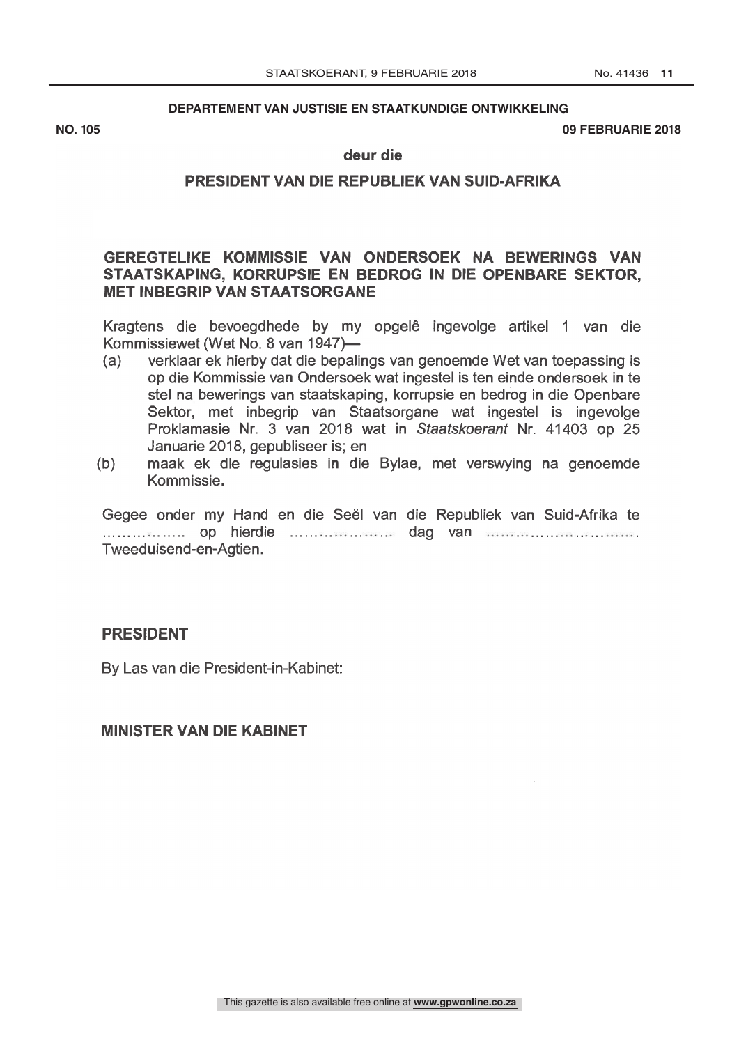**DEPARTEMENT VAN JUSTISIE EN STAATKUNDIGE ONTWIKKELING**

**NO. 105** **09 FEBRUARIE 2018**

**deur die**

## PRESIDENT VAN DIE REPUBLIEK VAN SUID-AFRIKA

### GEREGTELIKE KOMMISSIE VAN ONDERSOEK NA BEWERINGS VAN STAATSKAPING, KORRUPSIE EN BEDROG IN DIE OPENBARE SEKTOR, MET INBEGRIP VAN STAATSORGANE

Kragtens die bevoegdhede by my opgelê ingevolge artikel 1 van die Kommissiewet (Wet No. 8 van 1947)—

(a) verklaar ek hierby dat die bepalings van genoemde Wet van toepassing is op die Kommissie van Ondersoek wat ingestel is ten einde ondersoek in te stel na bewerings van staatskaping, korrupsie en bedrog in die Openbare Sektor, met inbegrip van Staatsorgane wat ingestel is ingevolge Proklamasie Nr. 3 van 2018 wat in *Staatskoerant* Nr. 41403 op 25 Januarie 2018, gepubliseer is; en

(b) maak ek die regulasies in die Bylae, met verswying na genoemde Kommissie.

Gegee onder my Hand en die Seël van die Republiek van Suid-Afrika te ……………… op hierdie ………………… dag van …………………………. Tweeduisend-en-Agtien.

**PRESIDENT**

By Las van die President-in-Kabinet:

**MINISTER VAN DIE KABINET**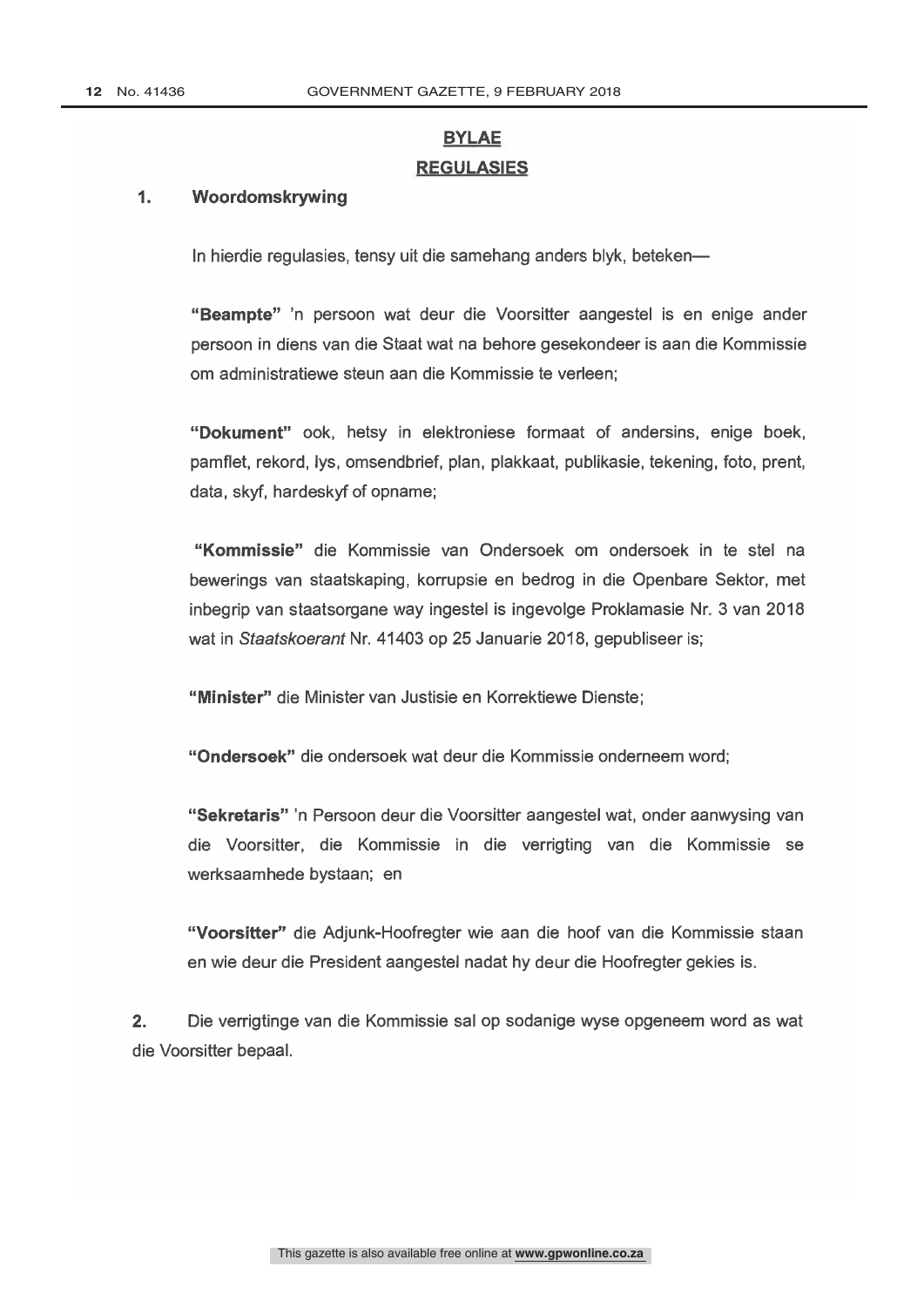## BYLAE

## REGULASIES

### 1. Woordomskrywing

In hierdie regulasies, tensy uit die samehang anders blyk, beteken—

**"Beampte"** 'n persoon wat deur die Voorsitter aangestel is en enige ander persoon in diens van die Staat wat na behore gesekondeer is aan die Kommissie om administratiewe steun aan die Kommissie te verleen;

**"Dokument"** ook, hetsy in elektroniese formaat of andersins, enige boek, pamflet, rekord, lys, omsendbrief, plan, plakkaat, publikasie, tekening, foto, prent, data, skyf, hardeskyf of opname;

**"Kommissie"** die Kommissie van Ondersoek om ondersoek in te stel na bewerings van staatskaping, korrupsie en bedrog in die Openbare Sektor, met inbegrip van staatsorgane way ingestel is ingevolge Proklamasie Nr. 3 van 2018 wat in *Staatskoerant* Nr. 41403 op 25 Januarie 2018, gepubliseer is;

**"Minister"** die Minister van Justisie en Korrektiewe Dienste;

**"Ondersoek"** die ondersoek wat deur die Kommissie onderneem word;

**"Sekretaris"** 'n Persoon deur die Voorsitter aangestel wat, onder aanwysing van die Voorsitter, die Kommissie in die verrigting van die Kommissie se werksaamhede bystaan; en

**"Voorsitter"** die Adjunk-Hoofregter wie aan die hoof van die Kommissie staan en wie deur die President aangestel nadat hy deur die Hoofregter gekies is.

**2.** Die verrigtinge van die Kommissie sal op sodanige wyse opgeneem word as wat die Voorsitter bepaal.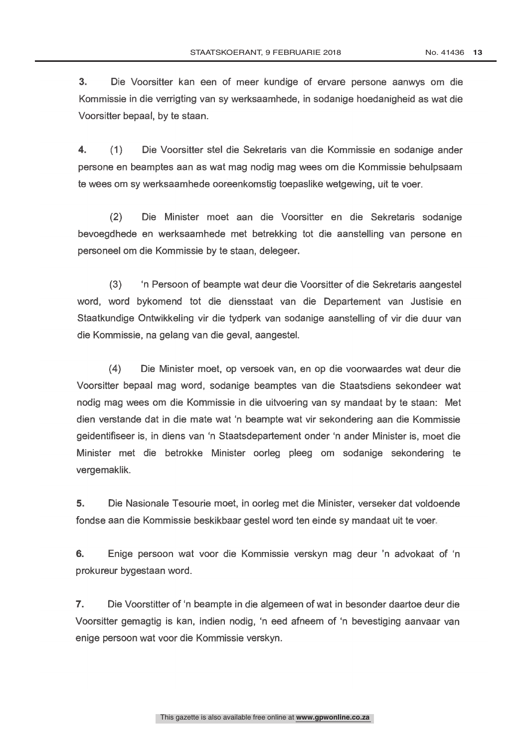**3.** Die Voorsitter kan een of meer kundige of ervare persone aanwys om die Kommissie in die verrigting van sy werksaamhede, in sodanige hoedanigheid as wat die Voorsitter bepaal, by te staan.

**4.** (1) Die Voorsitter stel die Sekretaris van die Kommissie en sodanige ander persone en beamptes aan as wat mag nodig mag wees om die Kommissie behulpsaam te wees om sy werksaamhede ooreenkomstig toepaslike wetgewing, uit te voer.

(2) Die Minister moet aan die Voorsitter en die Sekretaris sodanige bevoegdhede en werksaamhede met betrekking tot die aanstelling van persone en personeel om die Kommissie by te staan, delegeer.

(3) 'n Persoon of beampte wat deur die Voorsitter of die Sekretaris aangestel word, word bykomend tot die diensstaat van die Departement van Justisie en Staatkundige Ontwikkeling vir die tydperk van sodanige aanstelling of vir die duur van die Kommissie, na gelang van die geval, aangestel.

(4) Die Minister moet, op versoek van, en op die voorwaardes wat deur die Voorsitter bepaal mag word, sodanige beamptes van die Staatsdiens sekondeer wat nodig mag wees om die Kommissie in die uitvoering van sy mandaat by te staan: Met dien verstande dat in die mate wat 'n beampte wat vir sekondering aan die Kommissie geidentifiseer is, in diens van 'n Staatsdepartement onder 'n ander Minister is, moet die Minister met die betrokke Minister oorleg pleeg om sodanige sekondering te vergemaklik.

**5.** Die Nasionale Tesourie moet, in oorleg met die Minister, verseker dat voldoende fondse aan die Kommissie beskikbaar gestel word ten einde sy mandaat uit te voer.

**6.** Enige persoon wat voor die Kommissie verskyn mag deur 'n advokaat of 'n prokureur bygestaan word.

**7.** Die Voorstitter of 'n beampte in die algemeen of wat in besonder daartoe deur die Voorsitter gemagtig is kan, indien nodig, 'n eed afneem of 'n bevestiging aanvaar van enige persoon wat voor die Kommissie verskyn.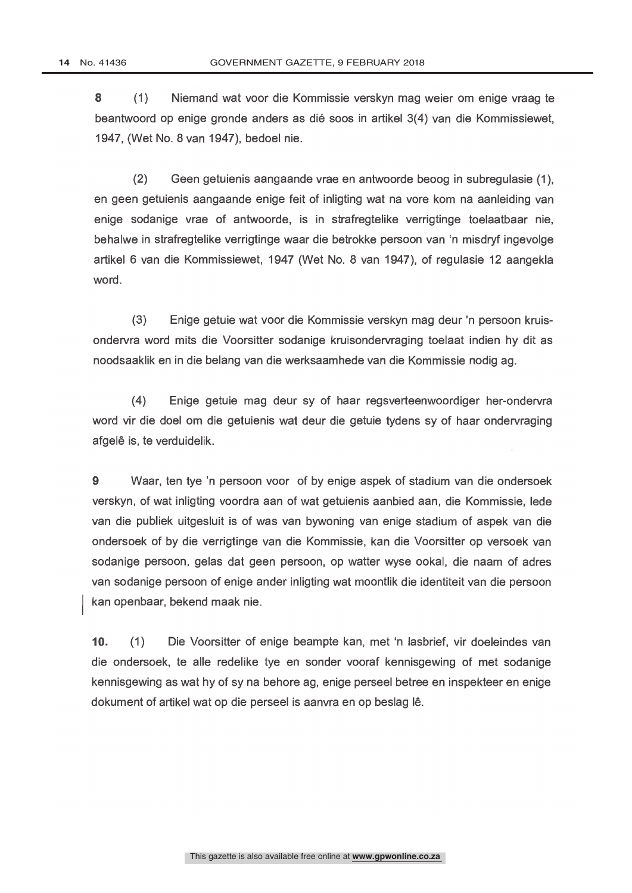**8** (1) Niemand wat voor die Kommissie verskyn mag weier om enige vraag te beantwoord op enige gronde anders as dié soos in artikel 3(4) van die Kommissiewet, 1947, (Wet No. 8 van 1947), bedoel nie.

(2) Geen getuienis aangaande vrae en antwoorde beoog in subregulasie (1), en geen getuienis aangaande enige feit of inligting wat na vore kom na aanleiding van enige sodanige vrae of antwoorde, is in strafregtelike verrigtinge toelaatbaar nie, behalwe in strafregtelike verrigtinge waar die betrokke persoon van 'n misdryf ingevolge artikel 6 van die Kommissiewet, 1947 (Wet No. 8 van 1947), of regulasie 12 aangekla word.

(3) Enige getuie wat voor die Kommissie verskyn mag deur 'n persoon kruis-ondervra word mits die Voorsitter sodanige kruisondervraging toelaat indien hy dit as noodsaaklik en in die belang van die werksaamhede van die Kommissie nodig ag.

(4) Enige getuie mag deur sy of haar regsverteenwoordiger her-ondervra word vir die doel om die getuienis wat deur die getuie tydens sy of haar ondervraging afgelê is, te verduidelik.

**9** Waar, ten tye 'n persoon voor of by enige aspek of stadium van die ondersoek verskyn, of wat inligting voordra aan of wat getuienis aanbied aan, die Kommissie, lede van die publiek uitgesluit is of was van bywoning van enige stadium of aspek van die ondersoek of by die verrigtinge van die Kommissie, kan die Voorsitter op versoek van sodanige persoon, gelas dat geen persoon, op watter wyse ookal, die naam of adres van sodanige persoon of enige ander inligting wat moontlik die identiteit van die persoon kan openbaar, bekend maak nie.

**10.** (1) Die Voorsitter of enige beampte kan, met 'n lasbrief, vir doeleindes van die ondersoek, te alle redelike tye en sonder vooraf kennisgewing of met sodanige kennisgewing as wat hy of sy na behore ag, enige perseel betree en inspekteer en enige dokument of artikel wat op die perseel is aanvra en op beslag lê.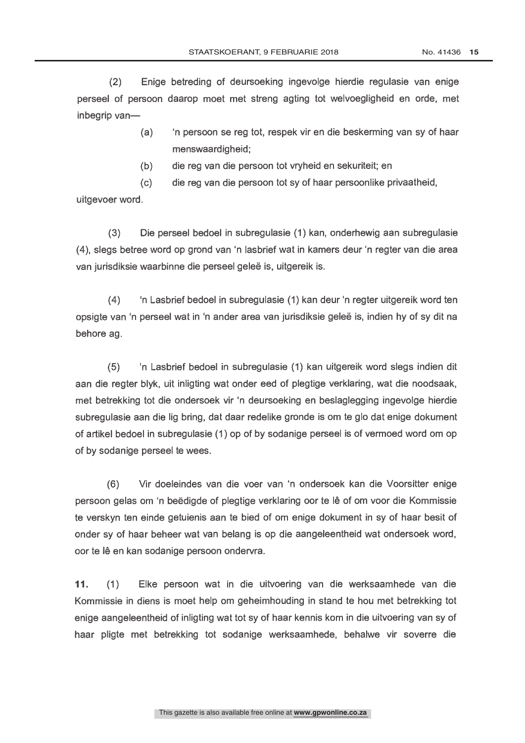(2) Enige betreding of deursoeking ingevolge hierdie regulasie van enige perseel of persoon daarop moet met streng agting tot welvoeglígheid en orde, met inbegrip van—

(a) 'n persoon se reg tot, respek vir en die beskerming van sy of haar menswaardigheid;

(b) die reg van die persoon tot vryheid en sekuriteit; en

(c) die reg van die persoon tot sy of haar persoonlike privaatheid,

uitgevoer word.

(3) Die perseel bedoel in subregulasie (1) kan, onderhewig aan subregulasie (4), slegs betree word op grond van 'n lasbrief wat in kamers deur 'n regter van die area van jurisdiksie waarbinne die perseel geleë is, uitgereik is.

(4) 'n Lasbrief bedoel in subregulasie (1) kan deur 'n regter uitgereik word ten opsigte van 'n perseel wat in 'n ander area van jurisdiksie geleë is, indien hy of sy dit na behore ag.

(5) 'n Lasbrief bedoel in subregulasie (1) kan uitgereik word slegs indien dit aan die regter blyk, uit inligting wat onder eed of plegtige verklaring, wat die noodsaak, met betrekking tot die ondersoek vir 'n deursoeking en beslaglegging ingevolge hierdie subregulasie aan die lig bring, dat daar redelike gronde is om te glo dat enige dokument of artikel bedoel in subregulasie (1) op of by sodanige perseel is of vermoed word om op of by sodanige perseel te wees.

(6) Vir doeleindes van die voer van 'n ondersoek kan die Voorsitter enige persoon gelas om 'n beëdigde of plegtige verklaring oor te lê of om voor die Kommissie te verskyn ten einde getuienis aan te bied of om enige dokument in sy of haar besit of onder sy of haar beheer wat van belang is op die aangeleentheid wat ondersoek word, oor te lê en kan sodanige persoon ondervra.

**11.** (1) Elke persoon wat in die uitvoering van die werksaamhede van die Kommissie in diens is moet help om geheimhouding in stand te hou met betrekking tot enige aangeleentheid of inligting wat tot sy of haar kennis kom in die uitvoering van sy of haar pligte met betrekking tot sodanige werksaamhede, behalwe vir soverre die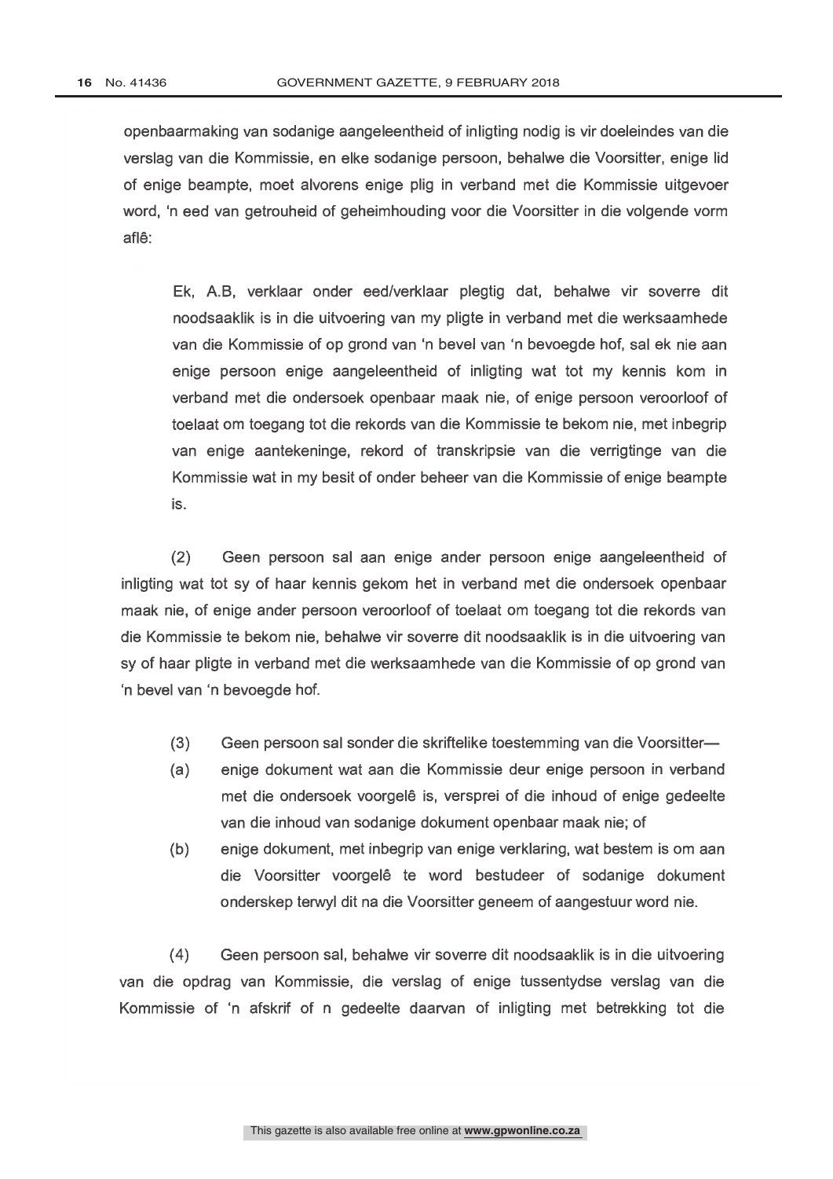openbaarmaking van sodanige aangeleentheid of inligting nodig is vir doeleindes van die verslag van die Kommissie, en elke sodanige persoon, behalwe die Voorsitter, enige lid of enige beampte, moet alvorens enige plig in verband met die Kommissie uitgevoer word, 'n eed van getrouheid of geheimhouding voor die Voorsitter in die volgende vorm aflê:

> Ek, A.B, verklaar onder eed/verklaar plegtig dat, behalwe vir soverre dit noodsaaklik is in die uitvoering van my pligte in verband met die werksaamhede van die Kommissie of op grond van 'n bevel van 'n bevoegde hof, sal ek nie aan enige persoon enige aangeleentheid of inligting wat tot my kennis kom in verband met die ondersoek openbaar maak nie, of enige persoon veroorloof of toelaat om toegang tot die rekords van die Kommissie te bekom nie, met inbegrip van enige aantekeninge, rekord of transkripsie van die verrigtinge van die Kommissie wat in my besit of onder beheer van die Kommissie of enige beampte is.

(2) Geen persoon sal aan enige ander persoon enige aangeleentheid of inligting wat tot sy of haar kennis gekom het in verband met die ondersoek openbaar maak nie, of enige ander persoon veroorloof of toelaat om toegang tot die rekords van die Kommissie te bekom nie, behalwe vir soverre dit noodsaaklik is in die uitvoering van sy of haar pligte in verband met die werksaamhede van die Kommissie of op grond van 'n bevel van 'n bevoegde hof.

(3) Geen persoon sal sonder die skriftelike toestemming van die Voorsitter—

(a) enige dokument wat aan die Kommissie deur enige persoon in verband met die ondersoek voorgelê is, versprei of die inhoud of enige gedeelte van die inhoud van sodanige dokument openbaar maak nie; of

(b) enige dokument, met inbegrip van enige verklaring, wat bestem is om aan die Voorsitter voorgelê te word bestudeer of sodanige dokument onderskep terwyl dit na die Voorsitter geneem of aangestuur word nie.

(4) Geen persoon sal, behalwe vir soverre dit noodsaaklik is in die uitvoering van die opdrag van Kommissie, die verslag of enige tussentydse verslag van die Kommissie of 'n afskrif of n gedeelte daarvan of inligting met betrekking tot die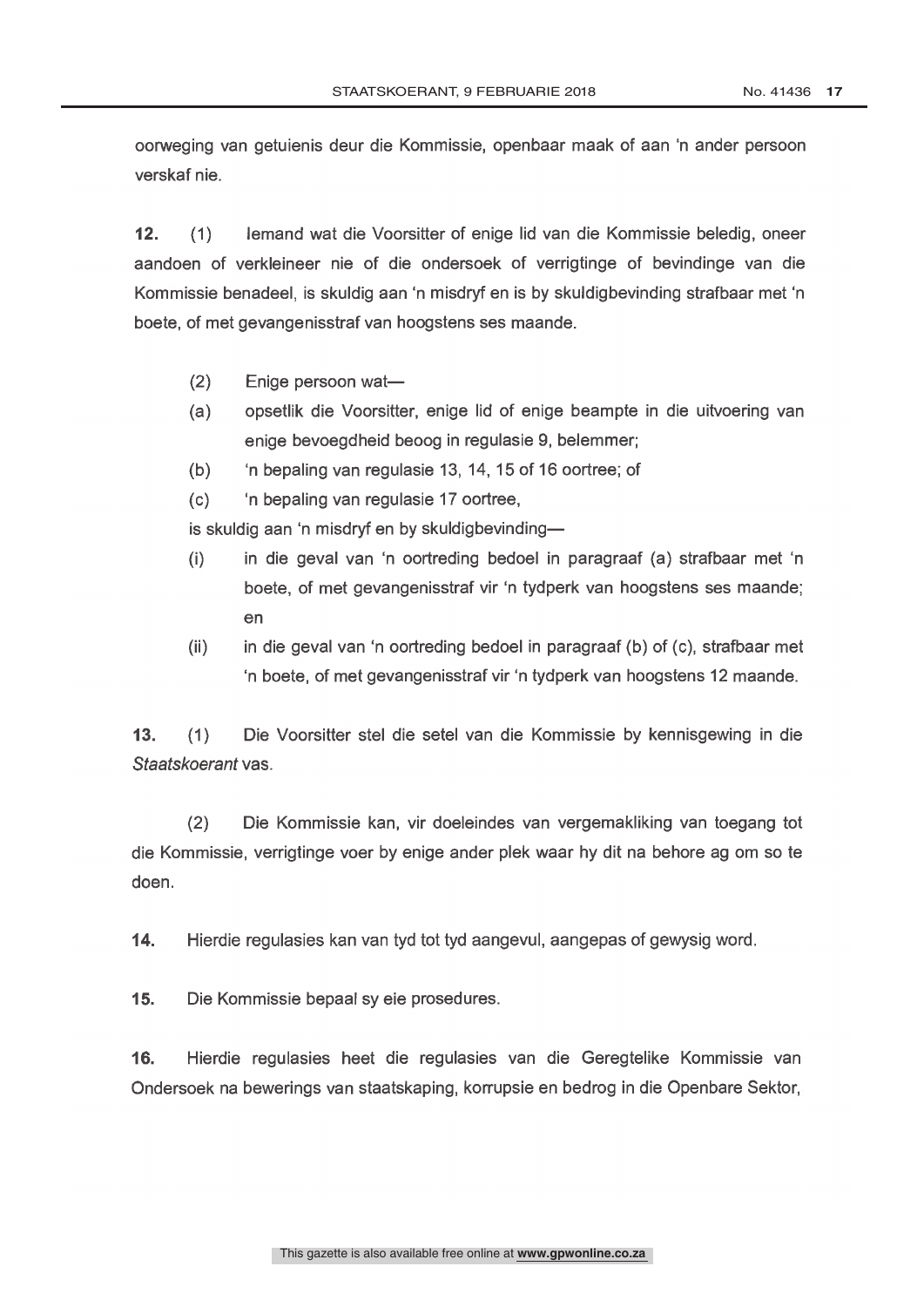oorweging van getuienis deur die Kommissie, openbaar maak of aan 'n ander persoon verskaf nie.

**12.** (1) Iemand wat die Voorsitter of enige lid van die Kommissie beledig, oneer aandoen of verkleineer nie of die ondersoek of verrigtinge of bevindinge van die Kommissie benadeel, is skuldig aan 'n misdryf en is by skuldigbevinding strafbaar met 'n boete, of met gevangenisstraf van hoogstens ses maande.

(2) Enige persoon wat—

(a) opsetlik die Voorsitter, enige lid of enige beampte in die uitvoering van enige bevoegdheid beoog in regulasie 9, belemmer;

(b) 'n bepaling van regulasie 13, 14, 15 of 16 oortree; of

(c) 'n bepaling van regulasie 17 oortree,

is skuldig aan 'n misdryf en by skuldigbevinding—

(i) in die geval van 'n oortreding bedoel in paragraaf (a) strafbaar met 'n boete, of met gevangenisstraf vir 'n tydperk van hoogstens ses maande; en

(ii) in die geval van 'n oortreding bedoel in paragraaf (b) of (c), strafbaar met 'n boete, of met gevangenisstraf vir 'n tydperk van hoogstens 12 maande.

**13.** (1) Die Voorsitter stel die setel van die Kommissie by kennisgewing in die *Staatskoerant* vas.

(2) Die Kommissie kan, vir doeleindes van vergemakliking van toegang tot die Kommissie, verrigtinge voer by enige ander plek waar hy dit na behore ag om so te doen.

**14.** Hierdie regulasies kan van tyd tot tyd aangevul, aangepas of gewysig word.

**15.** Die Kommissie bepaal sy eie prosedures.

**16.** Hierdie regulasies heet die regulasies van die Geregtelike Kommissie van Ondersoek na bewerings van staatskaping, korrupsie en bedrog in die Openbare Sektor,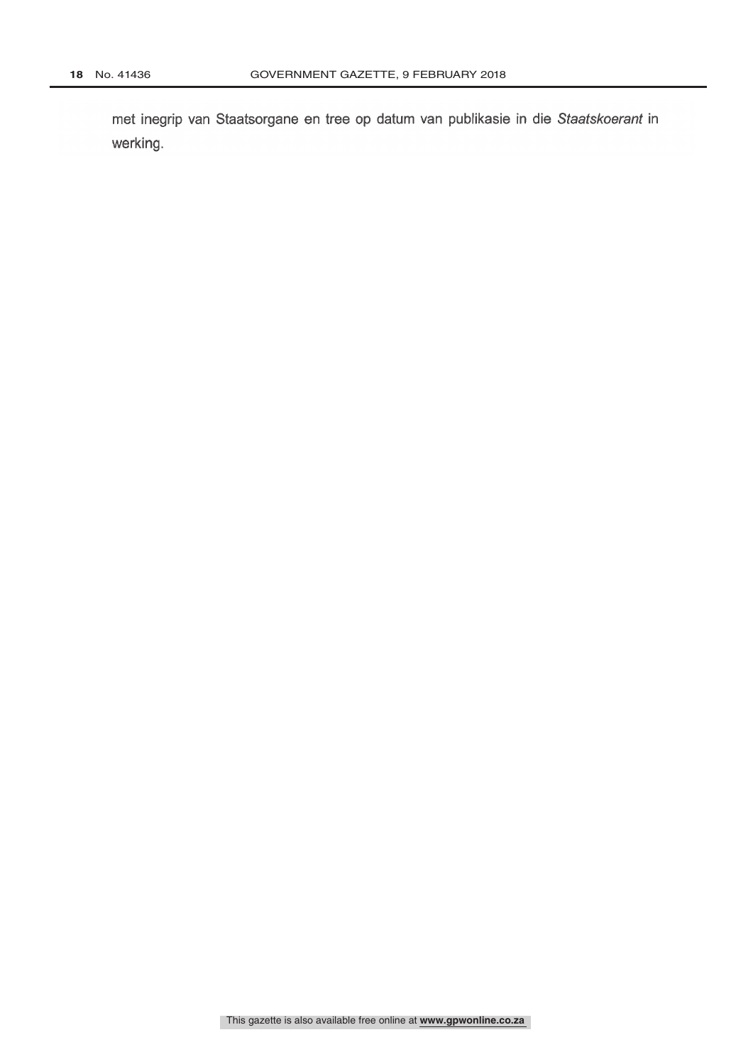met inegrip van Staatsorgane en tree op datum van publikasie in die *Staatskoerant* in werking.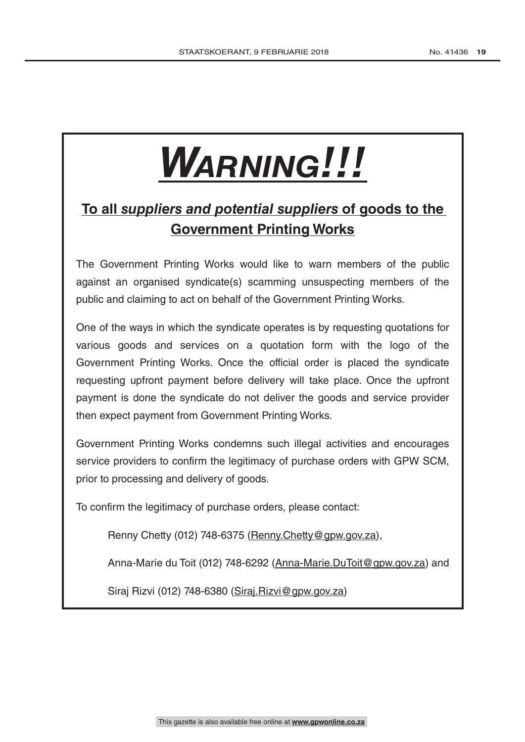# *WARNING!!!*

## To all *suppliers and potential suppliers* of goods to the Government Printing Works

The Government Printing Works would like to warn members of the public against an organised syndicate(s) scamming unsuspecting members of the public and claiming to act on behalf of the Government Printing Works.

One of the ways in which the syndicate operates is by requesting quotations for various goods and services on a quotation form with the logo of the Government Printing Works. Once the official order is placed the syndicate requesting upfront payment before delivery will take place. Once the upfront payment is done the syndicate do not deliver the goods and service provider then expect payment from Government Printing Works.

Government Printing Works condemns such illegal activities and encourages service providers to confirm the legitimacy of purchase orders with GPW SCM, prior to processing and delivery of goods.

To confirm the legitimacy of purchase orders, please contact:

Renny Chetty (012) 748-6375 (Renny.Chetty@gpw.gov.za),

Anna-Marie du Toit (012) 748-6292 (Anna-Marie.DuToit@gpw.gov.za) and

Siraj Rizvi (012) 748-6380 (Siraj.Rizvi@gpw.gov.za)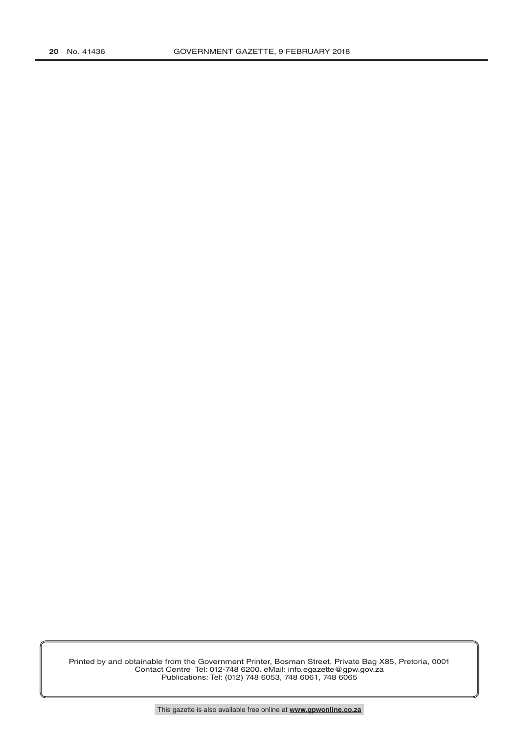Printed by and obtainable from the Government Printer, Bosman Street, Private Bag X85, Pretoria, 0001
Contact Centre Tel: 012-748 6200. eMail: info.egazette@gpw.gov.za
Publications: Tel: (012) 748 6053, 748 6061, 748 6065